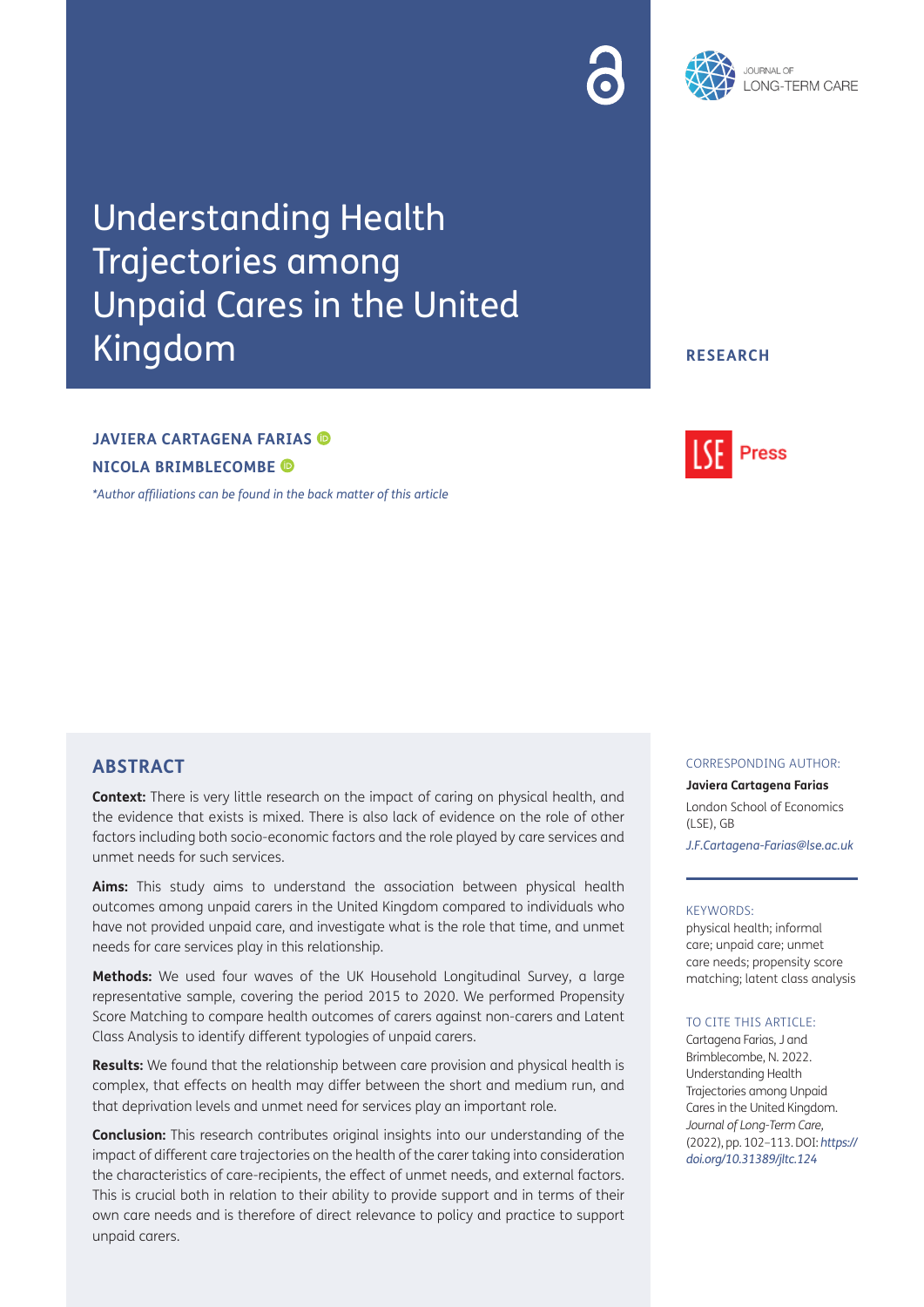# Understanding Health Trajectories among Unpaid Cares in the United Kingdom

**RESEARCH**

**JAVIERA CARTAGENA FARIAS**

**NICOLA BRIMBLECOMBE**

*\*Author affiliations can be found in the back matter of this article*

## ABSTRACT

**Context:** There is very little research on the impact of caring on physical health, and the evidence that exists is mixed. There is also lack of evidence on the role of other factors including both socio-economic factors and the role played by care services and unmet needs for such services.

**Aims:** This study aims to understand the association between physical health outcomes among unpaid carers in the United Kingdom compared to individuals who have not provided unpaid care, and investigate what is the role that time, and unmet needs for care services play in this relationship.

**Methods:** We used four waves of the UK Household Longitudinal Survey, a large representative sample, covering the period 2015 to 2020. We performed Propensity Score Matching to compare health outcomes of carers against non-carers and Latent Class Analysis to identify different typologies of unpaid carers.

**Results:** We found that the relationship between care provision and physical health is complex, that effects on health may differ between the short and medium run, and that deprivation levels and unmet need for services play an important role.

**Conclusion:** This research contributes original insights into our understanding of the impact of different care trajectories on the health of the carer taking into consideration the characteristics of care-recipients, the effect of unmet needs, and external factors. This is crucial both in relation to their ability to provide support and in terms of their own care needs and is therefore of direct relevance to policy and practice to support unpaid carers.

CORRESPONDING AUTHOR:

**Javiera Cartagena Farias**

London School of Economics (LSE), GB

*J.F.Cartagena-Farias@lse.ac.uk*

KEYWORDS:

physical health; informal care; unpaid care; unmet care needs; propensity score matching; latent class analysis

TO CITE THIS ARTICLE:

Cartagena Farias, J and Brimblecombe, N. 2022. Understanding Health Trajectories among Unpaid Cares in the United Kingdom. *Journal of Long-Term Care*, (2022), pp. 102–113. DOI: *https://doi.org/10.31389/jltc.124*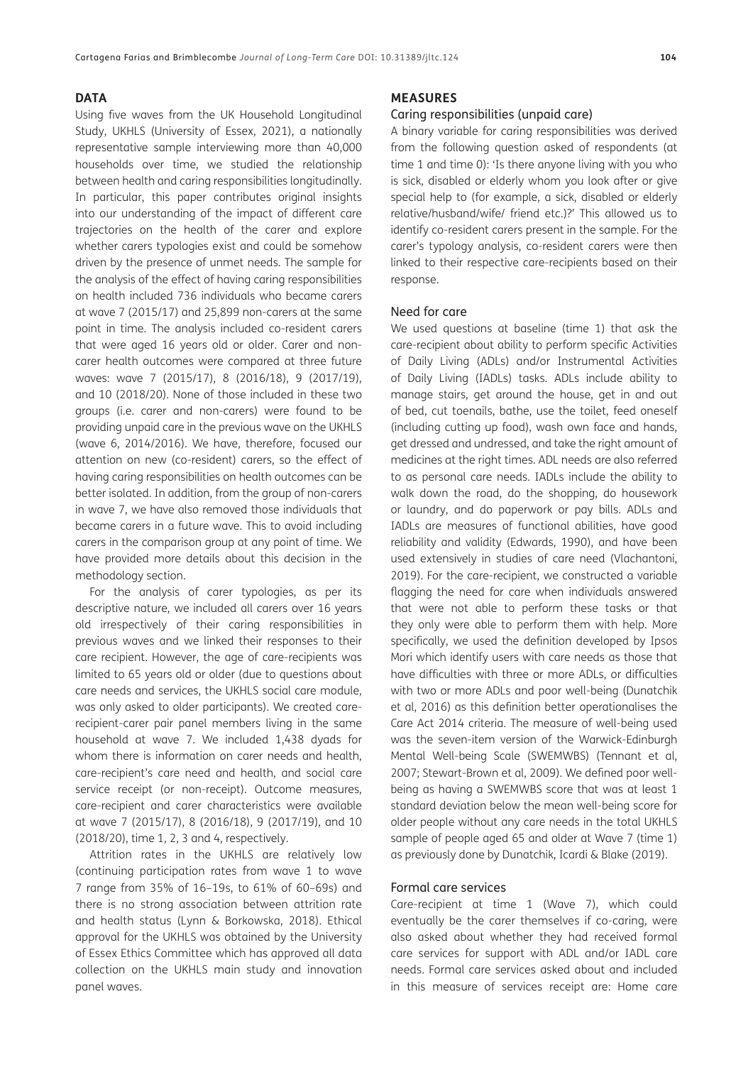## DATA

Using five waves from the UK Household Longitudinal Study, UKHLS (University of Essex, 2021), a nationally representative sample interviewing more than 40,000 households over time, we studied the relationship between health and caring responsibilities longitudinally. In particular, this paper contributes original insights into our understanding of the impact of different care trajectories on the health of the carer and explore whether carers typologies exist and could be somehow driven by the presence of unmet needs. The sample for the analysis of the effect of having caring responsibilities on health included 736 individuals who became carers at wave 7 (2015/17) and 25,899 non-carers at the same point in time. The analysis included co-resident carers that were aged 16 years old or older. Carer and non-carer health outcomes were compared at three future waves: wave 7 (2015/17), 8 (2016/18), 9 (2017/19), and 10 (2018/20). None of those included in these two groups (i.e. carer and non-carers) were found to be providing unpaid care in the previous wave on the UKHLS (wave 6, 2014/2016). We have, therefore, focused our attention on new (co-resident) carers, so the effect of having caring responsibilities on health outcomes can be better isolated. In addition, from the group of non-carers in wave 7, we have also removed those individuals that became carers in a future wave. This to avoid including carers in the comparison group at any point of time. We have provided more details about this decision in the methodology section.

For the analysis of carer typologies, as per its descriptive nature, we included all carers over 16 years old irrespectively of their caring responsibilities in previous waves and we linked their responses to their care recipient. However, the age of care-recipients was limited to 65 years old or older (due to questions about care needs and services, the UKHLS social care module, was only asked to older participants). We created care-recipient-carer pair panel members living in the same household at wave 7. We included 1,438 dyads for whom there is information on carer needs and health, care-recipient's care need and health, and social care service receipt (or non-receipt). Outcome measures, care-recipient and carer characteristics were available at wave 7 (2015/17), 8 (2016/18), 9 (2017/19), and 10 (2018/20), time 1, 2, 3 and 4, respectively.

Attrition rates in the UKHLS are relatively low (continuing participation rates from wave 1 to wave 7 range from 35% of 16–19s, to 61% of 60–69s) and there is no strong association between attrition rate and health status (Lynn & Borkowska, 2018). Ethical approval for the UKHLS was obtained by the University of Essex Ethics Committee which has approved all data collection on the UKHLS main study and innovation panel waves.

## MEASURES

### Caring responsibilities (unpaid care)

A binary variable for caring responsibilities was derived from the following question asked of respondents (at time 1 and time 0): 'Is there anyone living with you who is sick, disabled or elderly whom you look after or give special help to (for example, a sick, disabled or elderly relative/husband/wife/ friend etc.)?' This allowed us to identify co-resident carers present in the sample. For the carer's typology analysis, co-resident carers were then linked to their respective care-recipients based on their response.

### Need for care

We used questions at baseline (time 1) that ask the care-recipient about ability to perform specific Activities of Daily Living (ADLs) and/or Instrumental Activities of Daily Living (IADLs) tasks. ADLs include ability to manage stairs, get around the house, get in and out of bed, cut toenails, bathe, use the toilet, feed oneself (including cutting up food), wash own face and hands, get dressed and undressed, and take the right amount of medicines at the right times. ADL needs are also referred to as personal care needs. IADLs include the ability to walk down the road, do the shopping, do housework or laundry, and do paperwork or pay bills. ADLs and IADLs are measures of functional abilities, have good reliability and validity (Edwards, 1990), and have been used extensively in studies of care need (Vlachantoni, 2019). For the care-recipient, we constructed a variable flagging the need for care when individuals answered that were not able to perform these tasks or that they only were able to perform them with help. More specifically, we used the definition developed by Ipsos Mori which identify users with care needs as those that have difficulties with three or more ADLs, or difficulties with two or more ADLs and poor well-being (Dunatchik et al, 2016) as this definition better operationalises the Care Act 2014 criteria. The measure of well-being used was the seven-item version of the Warwick-Edinburgh Mental Well-being Scale (SWEMWBS) (Tennant et al, 2007; Stewart-Brown et al, 2009). We defined poor well-being as having a SWEMWBS score that was at least 1 standard deviation below the mean well-being score for older people without any care needs in the total UKHLS sample of people aged 65 and older at Wave 7 (time 1) as previously done by Dunatchik, Icardi & Blake (2019).

### Formal care services

Care-recipient at time 1 (Wave 7), which could eventually be the carer themselves if co-caring, were also asked about whether they had received formal care services for support with ADL and/or IADL care needs. Formal care services asked about and included in this measure of services receipt are: Home care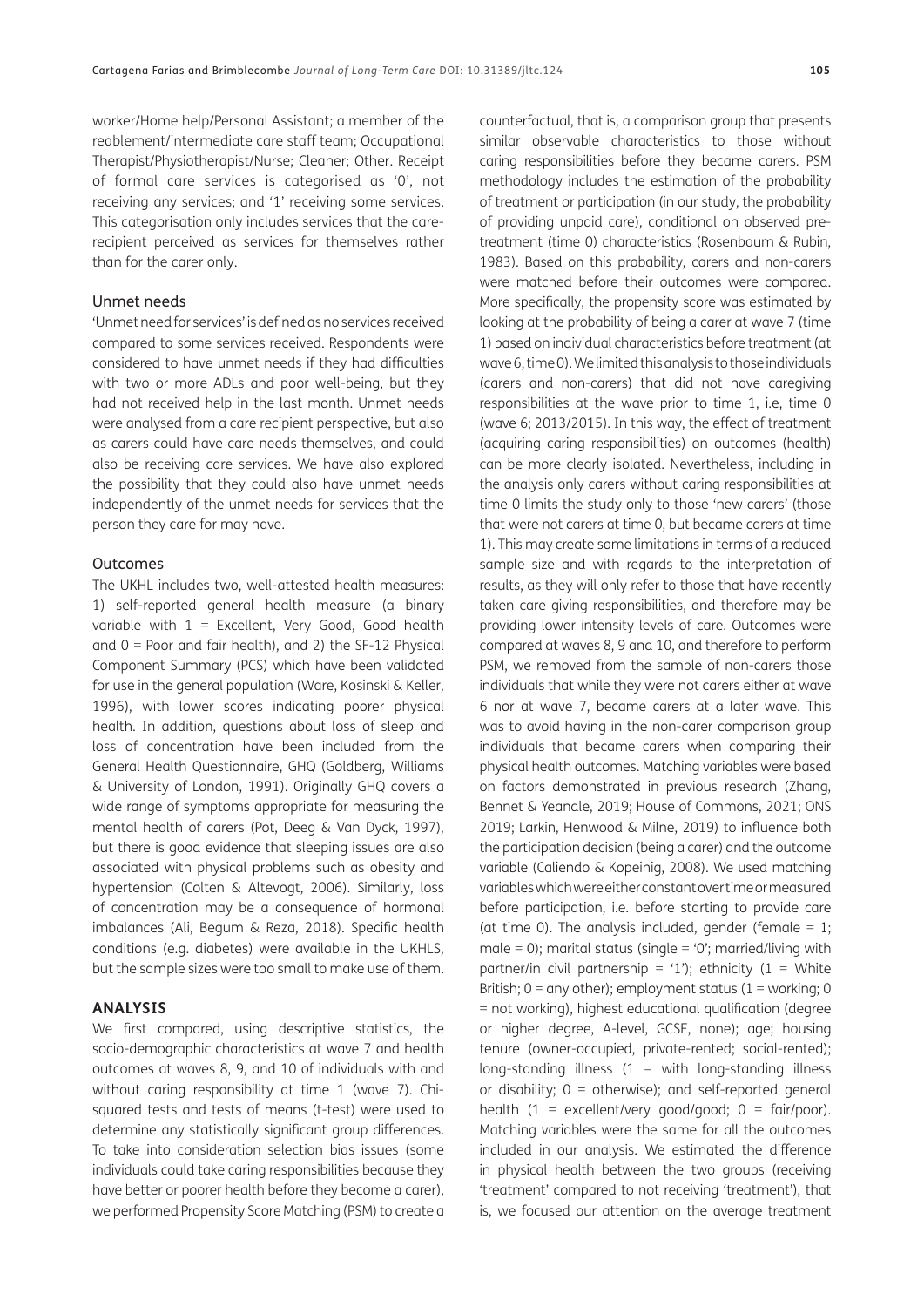worker/Home help/Personal Assistant; a member of the reablement/intermediate care staff team; Occupational Therapist/Physiotherapist/Nurse; Cleaner; Other. Receipt of formal care services is categorised as '0', not receiving any services; and '1' receiving some services. This categorisation only includes services that the care-recipient perceived as services for themselves rather than for the carer only.

### Unmet needs

'Unmet need for services' is defined as no services received compared to some services received. Respondents were considered to have unmet needs if they had difficulties with two or more ADLs and poor well-being, but they had not received help in the last month. Unmet needs were analysed from a care recipient perspective, but also as carers could have care needs themselves, and could also be receiving care services. We have also explored the possibility that they could also have unmet needs independently of the unmet needs for services that the person they care for may have.

### Outcomes

The UKHL includes two, well-attested health measures: 1) self-reported general health measure (a binary variable with 1 = Excellent, Very Good, Good health and 0 = Poor and fair health), and 2) the SF-12 Physical Component Summary (PCS) which have been validated for use in the general population (Ware, Kosinski & Keller, 1996), with lower scores indicating poorer physical health. In addition, questions about loss of sleep and loss of concentration have been included from the General Health Questionnaire, GHQ (Goldberg, Williams & University of London, 1991). Originally GHQ covers a wide range of symptoms appropriate for measuring the mental health of carers (Pot, Deeg & Van Dyck, 1997), but there is good evidence that sleeping issues are also associated with physical problems such as obesity and hypertension (Colten & Altevogt, 2006). Similarly, loss of concentration may be a consequence of hormonal imbalances (Ali, Begum & Reza, 2018). Specific health conditions (e.g. diabetes) were available in the UKHLS, but the sample sizes were too small to make use of them.

## ANALYSIS

We first compared, using descriptive statistics, the socio-demographic characteristics at wave 7 and health outcomes at waves 8, 9, and 10 of individuals with and without caring responsibility at time 1 (wave 7). Chi-squared tests and tests of means (t-test) were used to determine any statistically significant group differences. To take into consideration selection bias issues (some individuals could take caring responsibilities because they have better or poorer health before they become a carer), we performed Propensity Score Matching (PSM) to create a counterfactual, that is, a comparison group that presents similar observable characteristics to those without caring responsibilities before they became carers. PSM methodology includes the estimation of the probability of treatment or participation (in our study, the probability of providing unpaid care), conditional on observed pre-treatment (time 0) characteristics (Rosenbaum & Rubin, 1983). Based on this probability, carers and non-carers were matched before their outcomes were compared. More specifically, the propensity score was estimated by looking at the probability of being a carer at wave 7 (time 1) based on individual characteristics before treatment (at wave 6, time 0). We limited this analysis to those individuals (carers and non-carers) that did not have caregiving responsibilities at the wave prior to time 1, i.e, time 0 (wave 6; 2013/2015). In this way, the effect of treatment (acquiring caring responsibilities) on outcomes (health) can be more clearly isolated. Nevertheless, including in the analysis only carers without caring responsibilities at time 0 limits the study only to those 'new carers' (those that were not carers at time 0, but became carers at time 1). This may create some limitations in terms of a reduced sample size and with regards to the interpretation of results, as they will only refer to those that have recently taken care giving responsibilities, and therefore may be providing lower intensity levels of care. Outcomes were compared at waves 8, 9 and 10, and therefore to perform PSM, we removed from the sample of non-carers those individuals that while they were not carers either at wave 6 nor at wave 7, became carers at a later wave. This was to avoid having in the non-carer comparison group individuals that became carers when comparing their physical health outcomes. Matching variables were based on factors demonstrated in previous research (Zhang, Bennet & Yeandle, 2019; House of Commons, 2021; ONS 2019; Larkin, Henwood & Milne, 2019) to influence both the participation decision (being a carer) and the outcome variable (Caliendo & Kopeinig, 2008). We used matching variables which were either constant over time or measured before participation, i.e. before starting to provide care (at time 0). The analysis included, gender (female = 1; male = 0); marital status (single = '0'; married/living with partner/in civil partnership = '1'); ethnicity (1 = White British; 0 = any other); employment status (1 = working; 0 = not working), highest educational qualification (degree or higher degree, A-level, GCSE, none); age; housing tenure (owner-occupied, private-rented; social-rented); long-standing illness (1 = with long-standing illness or disability; 0 = otherwise); and self-reported general health (1 = excellent/very good/good; 0 = fair/poor). Matching variables were the same for all the outcomes included in our analysis. We estimated the difference in physical health between the two groups (receiving 'treatment' compared to not receiving 'treatment'), that is, we focused our attention on the average treatment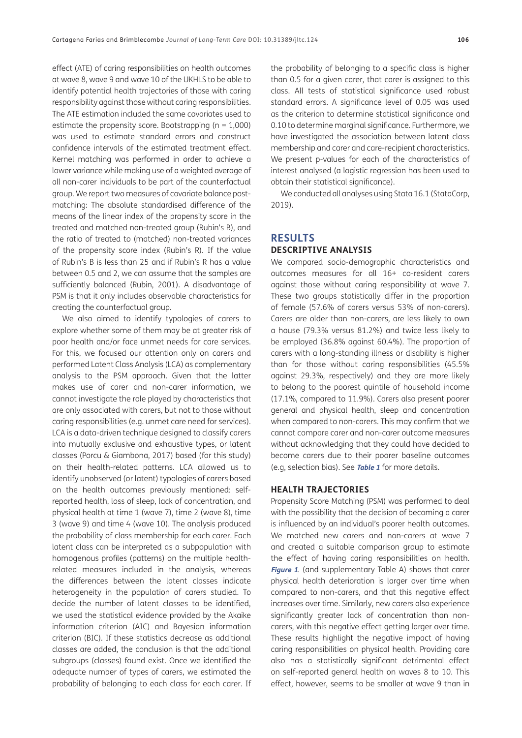effect (ATE) of caring responsibilities on health outcomes at wave 8, wave 9 and wave 10 of the UKHLS to be able to identify potential health trajectories of those with caring responsibility against those without caring responsibilities. The ATE estimation included the same covariates used to estimate the propensity score. Bootstrapping (n = 1,000) was used to estimate standard errors and construct confidence intervals of the estimated treatment effect. Kernel matching was performed in order to achieve a lower variance while making use of a weighted average of all non-carer individuals to be part of the counterfactual group. We report two measures of covariate balance post-matching: The absolute standardised difference of the means of the linear index of the propensity score in the treated and matched non-treated group (Rubin's B), and the ratio of treated to (matched) non-treated variances of the propensity score index (Rubin's R). If the value of Rubin's B is less than 25 and if Rubin's R has a value between 0.5 and 2, we can assume that the samples are sufficiently balanced (Rubin, 2001). A disadvantage of PSM is that it only includes observable characteristics for creating the counterfactual group.

We also aimed to identify typologies of carers to explore whether some of them may be at greater risk of poor health and/or face unmet needs for care services. For this, we focused our attention only on carers and performed Latent Class Analysis (LCA) as complementary analysis to the PSM approach. Given that the latter makes use of carer and non-carer information, we cannot investigate the role played by characteristics that are only associated with carers, but not to those without caring responsibilities (e.g. unmet care need for services). LCA is a data-driven technique designed to classify carers into mutually exclusive and exhaustive types, or latent classes (Porcu & Giambona, 2017) based (for this study) on their health-related patterns. LCA allowed us to identify unobserved (or latent) typologies of carers based on the health outcomes previously mentioned: self-reported health, loss of sleep, lack of concentration, and physical health at time 1 (wave 7), time 2 (wave 8), time 3 (wave 9) and time 4 (wave 10). The analysis produced the probability of class membership for each carer. Each latent class can be interpreted as a subpopulation with homogenous profiles (patterns) on the multiple health-related measures included in the analysis, whereas the differences between the latent classes indicate heterogeneity in the population of carers studied. To decide the number of latent classes to be identified, we used the statistical evidence provided by the Akaike information criterion (AIC) and Bayesian information criterion (BIC). If these statistics decrease as additional classes are added, the conclusion is that the additional subgroups (classes) found exist. Once we identified the adequate number of types of carers, we estimated the probability of belonging to each class for each carer. If the probability of belonging to a specific class is higher than 0.5 for a given carer, that carer is assigned to this class. All tests of statistical significance used robust standard errors. A significance level of 0.05 was used as the criterion to determine statistical significance and 0.10 to determine marginal significance. Furthermore, we have investigated the association between latent class membership and carer and care-recipient characteristics. We present p-values for each of the characteristics of interest analysed (a logistic regression has been used to obtain their statistical significance).

We conducted all analyses using Stata 16.1 (StataCorp, 2019).

## RESULTS

### DESCRIPTIVE ANALYSIS

We compared socio-demographic characteristics and outcomes measures for all 16+ co-resident carers against those without caring responsibility at wave 7. These two groups statistically differ in the proportion of female (57.6% of carers versus 53% of non-carers). Carers are older than non-carers, are less likely to own a house (79.3% versus 81.2%) and twice less likely to be employed (36.8% against 60.4%). The proportion of carers with a long-standing illness or disability is higher than for those without caring responsibilities (45.5% against 29.3%, respectively) and they are more likely to belong to the poorest quintile of household income (17.1%, compared to 11.9%). Carers also present poorer general and physical health, sleep and concentration when compared to non-carers. This may confirm that we cannot compare carer and non-carer outcome measures without acknowledging that they could have decided to become carers due to their poorer baseline outcomes (e.g, selection bias). See ***Table 1*** for more details.

### HEALTH TRAJECTORIES

Propensity Score Matching (PSM) was performed to deal with the possibility that the decision of becoming a carer is influenced by an individual's poorer health outcomes. We matched new carers and non-carers at wave 7 and created a suitable comparison group to estimate the effect of having caring responsibilities on health. ***Figure 1***. (and supplementary Table A) shows that carer physical health deterioration is larger over time when compared to non-carers, and that this negative effect increases over time. Similarly, new carers also experience significantly greater lack of concentration than non-carers, with this negative effect getting larger over time. These results highlight the negative impact of having caring responsibilities on physical health. Providing care also has a statistically significant detrimental effect on self-reported general health on waves 8 to 10. This effect, however, seems to be smaller at wave 9 than in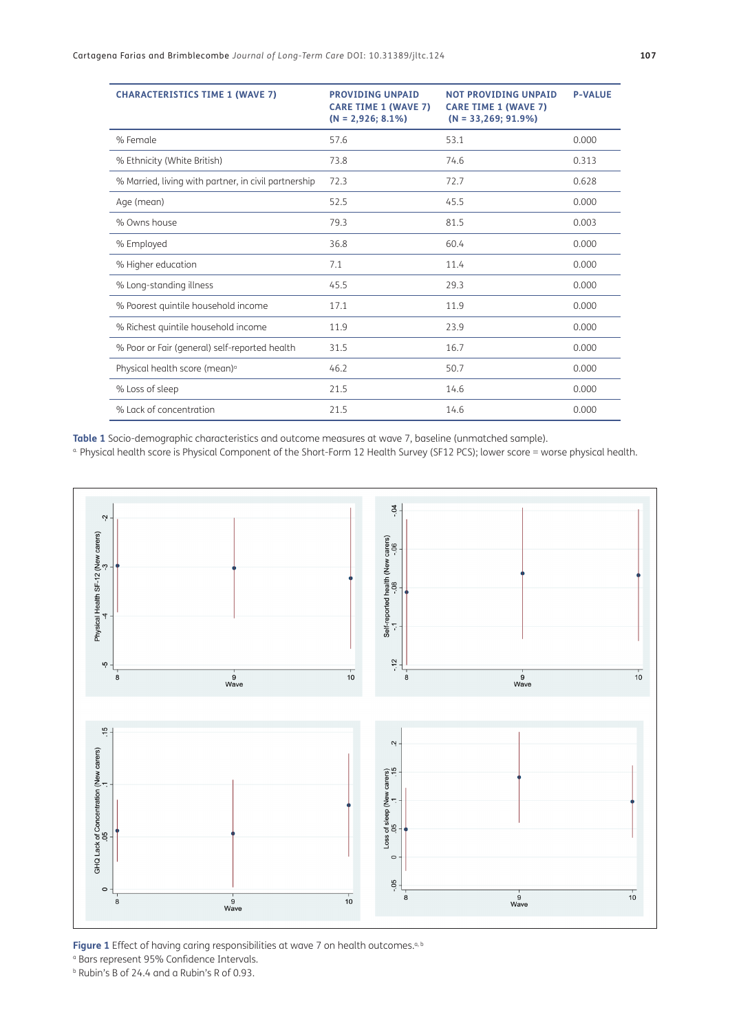| CHARACTERISTICS TIME 1 (WAVE 7) | PROVIDING UNPAID CARE TIME 1 (WAVE 7) (N = 2,926; 8.1%) | NOT PROVIDING UNPAID CARE TIME 1 (WAVE 7) (N = 33,269; 91.9%) | P-VALUE |
|---|---|---|---|
| % Female | 57.6 | 53.1 | 0.000 |
| % Ethnicity (White British) | 73.8 | 74.6 | 0.313 |
| % Married, living with partner, in civil partnership | 72.3 | 72.7 | 0.628 |
| Age (mean) | 52.5 | 45.5 | 0.000 |
| % Owns house | 79.3 | 81.5 | 0.003 |
| % Employed | 36.8 | 60.4 | 0.000 |
| % Higher education | 7.1 | 11.4 | 0.000 |
| % Long-standing illness | 45.5 | 29.3 | 0.000 |
| % Poorest quintile household income | 17.1 | 11.9 | 0.000 |
| % Richest quintile household income | 11.9 | 23.9 | 0.000 |
| % Poor or Fair (general) self-reported health | 31.5 | 16.7 | 0.000 |
| Physical health score (mean)[a] | 46.2 | 50.7 | 0.000 |
| % Loss of sleep | 21.5 | 14.6 | 0.000 |
| % Lack of concentration | 21.5 | 14.6 | 0.000 |

**Table 1** Socio-demographic characteristics and outcome measures at wave 7, baseline (unmatched sample).
[a] Physical health score is Physical Component of the Short-Form 12 Health Survey (SF12 PCS); lower score = worse physical health.

**Figure 1** Effect of having caring responsibilities at wave 7 on health outcomes.[a, b]
[a] Bars represent 95% Confidence Intervals.
[b] Rubin's B of 24.4 and a Rubin's R of 0.93.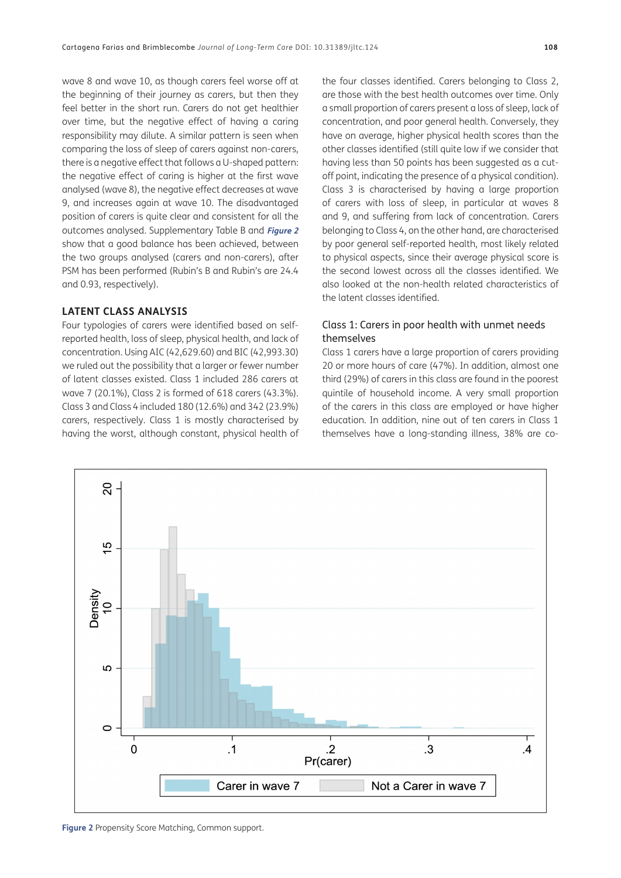wave 8 and wave 10, as though carers feel worse off at the beginning of their journey as carers, but then they feel better in the short run. Carers do not get healthier over time, but the negative effect of having a caring responsibility may dilute. A similar pattern is seen when comparing the loss of sleep of carers against non-carers, there is a negative effect that follows a U-shaped pattern: the negative effect of caring is higher at the first wave analysed (wave 8), the negative effect decreases at wave 9, and increases again at wave 10. The disadvantaged position of carers is quite clear and consistent for all the outcomes analysed. Supplementary Table B and ***Figure 2*** show that a good balance has been achieved, between the two groups analysed (carers and non-carers), after PSM has been performed (Rubin's B and Rubin's are 24.4 and 0.93, respectively).

## LATENT CLASS ANALYSIS

Four typologies of carers were identified based on self-reported health, loss of sleep, physical health, and lack of concentration. Using AIC (42,629.60) and BIC (42,993.30) we ruled out the possibility that a larger or fewer number of latent classes existed. Class 1 included 286 carers at wave 7 (20.1%), Class 2 is formed of 618 carers (43.3%). Class 3 and Class 4 included 180 (12.6%) and 342 (23.9%) carers, respectively. Class 1 is mostly characterised by having the worst, although constant, physical health of the four classes identified. Carers belonging to Class 2, are those with the best health outcomes over time. Only a small proportion of carers present a loss of sleep, lack of concentration, and poor general health. Conversely, they have on average, higher physical health scores than the other classes identified (still quite low if we consider that having less than 50 points has been suggested as a cut-off point, indicating the presence of a physical condition). Class 3 is characterised by having a large proportion of carers with loss of sleep, in particular at waves 8 and 9, and suffering from lack of concentration. Carers belonging to Class 4, on the other hand, are characterised by poor general self-reported health, most likely related to physical aspects, since their average physical score is the second lowest across all the classes identified. We also looked at the non-health related characteristics of the latent classes identified.

### Class 1: Carers in poor health with unmet needs themselves

Class 1 carers have a large proportion of carers providing 20 or more hours of care (47%). In addition, almost one third (29%) of carers in this class are found in the poorest quintile of household income. A very small proportion of the carers in this class are employed or have higher education. In addition, nine out of ten carers in Class 1 themselves have a long-standing illness, 38% are co-

**Figure 2** Propensity Score Matching, Common support.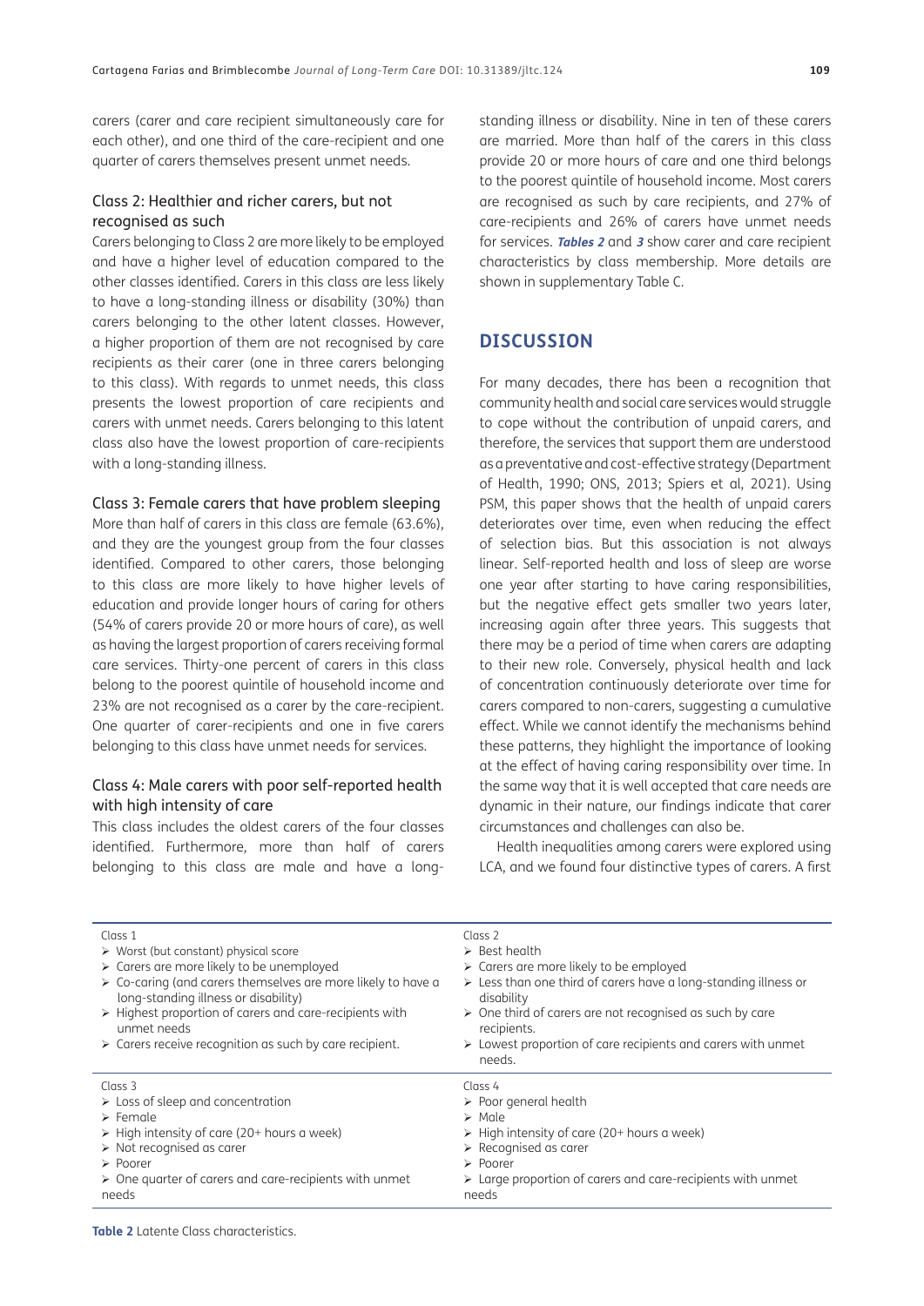carers (carer and care recipient simultaneously care for each other), and one third of the care-recipient and one quarter of carers themselves present unmet needs.

### Class 2: Healthier and richer carers, but not recognised as such

Carers belonging to Class 2 are more likely to be employed and have a higher level of education compared to the other classes identified. Carers in this class are less likely to have a long-standing illness or disability (30%) than carers belonging to the other latent classes. However, a higher proportion of them are not recognised by care recipients as their carer (one in three carers belonging to this class). With regards to unmet needs, this class presents the lowest proportion of care recipients and carers with unmet needs. Carers belonging to this latent class also have the lowest proportion of care-recipients with a long-standing illness.

### Class 3: Female carers that have problem sleeping

More than half of carers in this class are female (63.6%), and they are the youngest group from the four classes identified. Compared to other carers, those belonging to this class are more likely to have higher levels of education and provide longer hours of caring for others (54% of carers provide 20 or more hours of care), as well as having the largest proportion of carers receiving formal care services. Thirty-one percent of carers in this class belong to the poorest quintile of household income and 23% are not recognised as a carer by the care-recipient. One quarter of carer-recipients and one in five carers belonging to this class have unmet needs for services.

### Class 4: Male carers with poor self-reported health with high intensity of care

This class includes the oldest carers of the four classes identified. Furthermore, more than half of carers belonging to this class are male and have a long-standing illness or disability. Nine in ten of these carers are married. More than half of the carers in this class provide 20 or more hours of care and one third belongs to the poorest quintile of household income. Most carers are recognised as such by care recipients, and 27% of care-recipients and 26% of carers have unmet needs for services. **Tables 2** and **3** show carer and care recipient characteristics by class membership. More details are shown in supplementary Table C.

## DISCUSSION

For many decades, there has been a recognition that community health and social care services would struggle to cope without the contribution of unpaid carers, and therefore, the services that support them are understood as a preventative and cost-effective strategy (Department of Health, 1990; ONS, 2013; Spiers et al, 2021). Using PSM, this paper shows that the health of unpaid carers deteriorates over time, even when reducing the effect of selection bias. But this association is not always linear. Self-reported health and loss of sleep are worse one year after starting to have caring responsibilities, but the negative effect gets smaller two years later, increasing again after three years. This suggests that there may be a period of time when carers are adapting to their new role. Conversely, physical health and lack of concentration continuously deteriorate over time for carers compared to non-carers, suggesting a cumulative effect. While we cannot identify the mechanisms behind these patterns, they highlight the importance of looking at the effect of having caring responsibility over time. In the same way that it is well accepted that care needs are dynamic in their nature, our findings indicate that carer circumstances and challenges can also be.

Health inequalities among carers were explored using LCA, and we found four distinctive types of carers. A first

| Class 1 | Class 2 |
|---|---|
| ➢ Worst (but constant) physical score<br>➢ Carers are more likely to be unemployed<br>➢ Co-caring (and carers themselves are more likely to have a long-standing illness or disability)<br>➢ Highest proportion of carers and care-recipients with unmet needs<br>➢ Carers receive recognition as such by care recipient. | ➢ Best health<br>➢ Carers are more likely to be employed<br>➢ Less than one third of carers have a long-standing illness or disability<br>➢ One third of carers are not recognised as such by care recipients.<br>➢ Lowest proportion of care recipients and carers with unmet needs. |
| **Class 3** | **Class 4** |
| ➢ Loss of sleep and concentration<br>➢ Female<br>➢ High intensity of care (20+ hours a week)<br>➢ Not recognised as carer<br>➢ Poorer<br>➢ One quarter of carers and care-recipients with unmet needs | ➢ Poor general health<br>➢ Male<br>➢ High intensity of care (20+ hours a week)<br>➢ Recognised as carer<br>➢ Poorer<br>➢ Large proportion of carers and care-recipients with unmet needs |

**Table 2** Latente Class characteristics.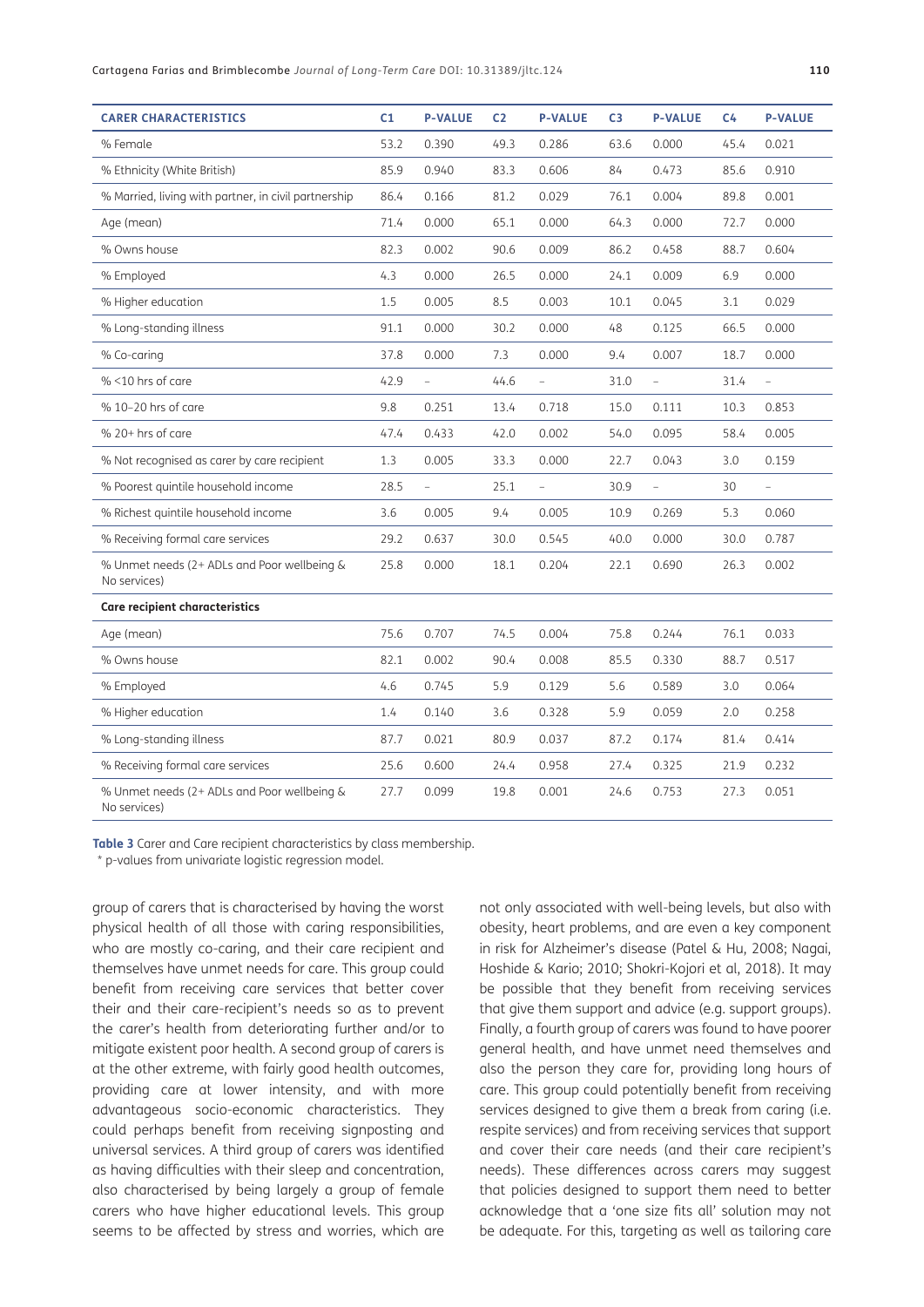| CARER CHARACTERISTICS | C1 | P-VALUE | C2 | P-VALUE | C3 | P-VALUE | C4 | P-VALUE |
|---|---|---|---|---|---|---|---|---|
| % Female | 53.2 | 0.390 | 49.3 | 0.286 | 63.6 | 0.000 | 45.4 | 0.021 |
| % Ethnicity (White British) | 85.9 | 0.940 | 83.3 | 0.606 | 84 | 0.473 | 85.6 | 0.910 |
| % Married, living with partner, in civil partnership | 86.4 | 0.166 | 81.2 | 0.029 | 76.1 | 0.004 | 89.8 | 0.001 |
| Age (mean) | 71.4 | 0.000 | 65.1 | 0.000 | 64.3 | 0.000 | 72.7 | 0.000 |
| % Owns house | 82.3 | 0.002 | 90.6 | 0.009 | 86.2 | 0.458 | 88.7 | 0.604 |
| % Employed | 4.3 | 0.000 | 26.5 | 0.000 | 24.1 | 0.009 | 6.9 | 0.000 |
| % Higher education | 1.5 | 0.005 | 8.5 | 0.003 | 10.1 | 0.045 | 3.1 | 0.029 |
| % Long-standing illness | 91.1 | 0.000 | 30.2 | 0.000 | 48 | 0.125 | 66.5 | 0.000 |
| % Co-caring | 37.8 | 0.000 | 7.3 | 0.000 | 9.4 | 0.007 | 18.7 | 0.000 |
| % <10 hrs of care | 42.9 | – | 44.6 | – | 31.0 | – | 31.4 | – |
| % 10–20 hrs of care | 9.8 | 0.251 | 13.4 | 0.718 | 15.0 | 0.111 | 10.3 | 0.853 |
| % 20+ hrs of care | 47.4 | 0.433 | 42.0 | 0.002 | 54.0 | 0.095 | 58.4 | 0.005 |
| % Not recognised as carer by care recipient | 1.3 | 0.005 | 33.3 | 0.000 | 22.7 | 0.043 | 3.0 | 0.159 |
| % Poorest quintile household income | 28.5 | – | 25.1 | – | 30.9 | – | 30 | – |
| % Richest quintile household income | 3.6 | 0.005 | 9.4 | 0.005 | 10.9 | 0.269 | 5.3 | 0.060 |
| % Receiving formal care services | 29.2 | 0.637 | 30.0 | 0.545 | 40.0 | 0.000 | 30.0 | 0.787 |
| % Unmet needs (2+ ADLs and Poor wellbeing & No services) | 25.8 | 0.000 | 18.1 | 0.204 | 22.1 | 0.690 | 26.3 | 0.002 |
| **Care recipient characteristics** | | | | | | | | |
| Age (mean) | 75.6 | 0.707 | 74.5 | 0.004 | 75.8 | 0.244 | 76.1 | 0.033 |
| % Owns house | 82.1 | 0.002 | 90.4 | 0.008 | 85.5 | 0.330 | 88.7 | 0.517 |
| % Employed | 4.6 | 0.745 | 5.9 | 0.129 | 5.6 | 0.589 | 3.0 | 0.064 |
| % Higher education | 1.4 | 0.140 | 3.6 | 0.328 | 5.9 | 0.059 | 2.0 | 0.258 |
| % Long-standing illness | 87.7 | 0.021 | 80.9 | 0.037 | 87.2 | 0.174 | 81.4 | 0.414 |
| % Receiving formal care services | 25.6 | 0.600 | 24.4 | 0.958 | 27.4 | 0.325 | 21.9 | 0.232 |
| % Unmet needs (2+ ADLs and Poor wellbeing & No services) | 27.7 | 0.099 | 19.8 | 0.001 | 24.6 | 0.753 | 27.3 | 0.051 |

**Table 3** Carer and Care recipient characteristics by class membership.
* p-values from univariate logistic regression model.

group of carers that is characterised by having the worst physical health of all those with caring responsibilities, who are mostly co-caring, and their care recipient and themselves have unmet needs for care. This group could benefit from receiving care services that better cover their and their care-recipient's needs so as to prevent the carer's health from deteriorating further and/or to mitigate existent poor health. A second group of carers is at the other extreme, with fairly good health outcomes, providing care at lower intensity, and with more advantageous socio-economic characteristics. They could perhaps benefit from receiving signposting and universal services. A third group of carers was identified as having difficulties with their sleep and concentration, also characterised by being largely a group of female carers who have higher educational levels. This group seems to be affected by stress and worries, which are not only associated with well-being levels, but also with obesity, heart problems, and are even a key component in risk for Alzheimer's disease (Patel & Hu, 2008; Nagai, Hoshide & Kario; 2010; Shokri-Kojori et al, 2018). It may be possible that they benefit from receiving services that give them support and advice (e.g. support groups). Finally, a fourth group of carers was found to have poorer general health, and have unmet need themselves and also the person they care for, providing long hours of care. This group could potentially benefit from receiving services designed to give them a break from caring (i.e. respite services) and from receiving services that support and cover their care needs (and their care recipient's needs). These differences across carers may suggest that policies designed to support them need to better acknowledge that a 'one size fits all' solution may not be adequate. For this, targeting as well as tailoring care